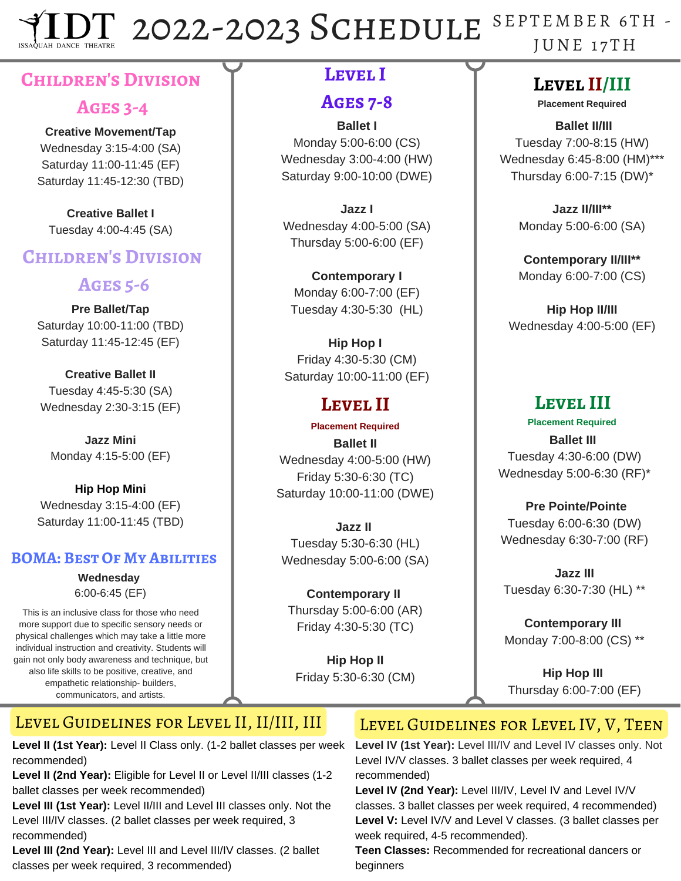# IDT 2022-2023 Schedule

ISSAQUAH DANCE THEATRE

SEPTEMBER 6TH - JUNE 17TH

## Children's Division

### Ages 3-4

**Creative Movement/Tap**
Wednesday 3:15-4:00 (SA)
Saturday 11:00-11:45 (EF)
Saturday 11:45-12:30 (TBD)

**Creative Ballet I**
Tuesday 4:00-4:45 (SA)

## Children's Division

### Ages 5-6

**Pre Ballet/Tap**
Saturday 10:00-11:00 (TBD)
Saturday 11:45-12:45 (EF)

**Creative Ballet II**
Tuesday 4:45-5:30 (SA)
Wednesday 2:30-3:15 (EF)

**Jazz Mini**
Monday 4:15-5:00 (EF)

**Hip Hop Mini**
Wednesday 3:15-4:00 (EF)
Saturday 11:00-11:45 (TBD)

## BOMA: Best Of My Abilities

**Wednesday**
6:00-6:45 (EF)

This is an inclusive class for those who need more support due to specific sensory needs or physical challenges which may take a little more individual instruction and creativity. Students will gain not only body awareness and technique, but also life skills to be positive, creative, and empathetic relationship- builders, communicators, and artists.

## Level I

### Ages 7-8

**Ballet I**
Monday 5:00-6:00 (CS)
Wednesday 3:00-4:00 (HW)
Saturday 9:00-10:00 (DWE)

**Jazz I**
Wednesday 4:00-5:00 (SA)
Thursday 5:00-6:00 (EF)

**Contemporary I**
Monday 6:00-7:00 (EF)
Tuesday 4:30-5:30 (HL)

**Hip Hop I**
Friday 4:30-5:30 (CM)
Saturday 10:00-11:00 (EF)

## Level II

Placement Required

**Ballet II**
Wednesday 4:00-5:00 (HW)
Friday 5:30-6:30 (TC)
Saturday 10:00-11:00 (DWE)

**Jazz II**
Tuesday 5:30-6:30 (HL)
Wednesday 5:00-6:00 (SA)

**Contemporary II**
Thursday 5:00-6:00 (AR)
Friday 4:30-5:30 (TC)

**Hip Hop II**
Friday 5:30-6:30 (CM)

## Level II/III

Placement Required

**Ballet II/III**
Tuesday 7:00-8:15 (HW)
Wednesday 6:45-8:00 (HM)***
Thursday 6:00-7:15 (DW)*

**Jazz II/III****
Monday 5:00-6:00 (SA)

**Contemporary II/III****
Monday 6:00-7:00 (CS)

**Hip Hop II/III**
Wednesday 4:00-5:00 (EF)

## Level III

Placement Required

**Ballet III**
Tuesday 4:30-6:00 (DW)
Wednesday 5:00-6:30 (RF)*

**Pre Pointe/Pointe**
Tuesday 6:00-6:30 (DW)
Wednesday 6:30-7:00 (RF)

**Jazz III**
Tuesday 6:30-7:30 (HL) **

**Contemporary III**
Monday 7:00-8:00 (CS) **

**Hip Hop III**
Thursday 6:00-7:00 (EF)

## Level Guidelines for Level II, II/III, III

**Level II (1st Year):** Level II Class only. (1-2 ballet classes per week recommended)
**Level II (2nd Year):** Eligible for Level II or Level II/III classes (1-2 ballet classes per week recommended)
**Level III (1st Year):** Level II/III and Level III classes only. Not the Level III/IV classes. (2 ballet classes per week required, 3 recommended)
**Level III (2nd Year):** Level III and Level III/IV classes. (2 ballet classes per week required, 3 recommended)

## Level Guidelines for Level IV, V, Teen

**Level IV (1st Year):** Level III/IV and Level IV classes only. Not Level IV/V classes. 3 ballet classes per week required, 4 recommended)
**Level IV (2nd Year):** Level III/IV, Level IV and Level IV/V classes. 3 ballet classes per week required, 4 recommended)
**Level V:** Level IV/V and Level V classes. (3 ballet classes per week required, 4-5 recommended).
**Teen Classes:** Recommended for recreational dancers or beginners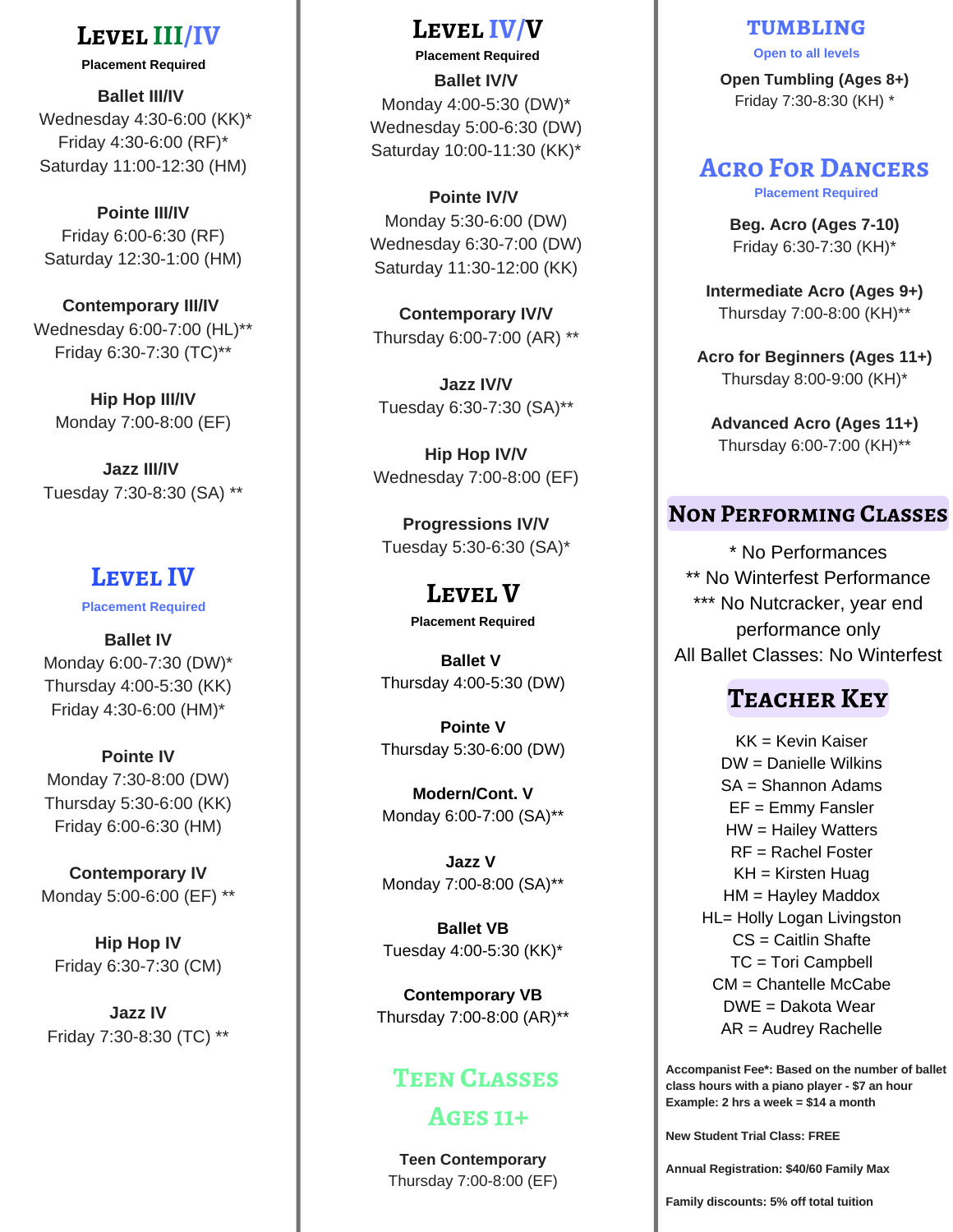## Level III/IV

**Placement Required**

**Ballet III/IV**
Wednesday 4:30-6:00 (KK)*
Friday 4:30-6:00 (RF)*
Saturday 11:00-12:30 (HM)

**Pointe III/IV**
Friday 6:00-6:30 (RF)
Saturday 12:30-1:00 (HM)

**Contemporary III/IV**
Wednesday 6:00-7:00 (HL)**
Friday 6:30-7:30 (TC)**

**Hip Hop III/IV**
Monday 7:00-8:00 (EF)

**Jazz III/IV**
Tuesday 7:30-8:30 (SA) **

## Level IV

**Placement Required**

**Ballet IV**
Monday 6:00-7:30 (DW)*
Thursday 4:00-5:30 (KK)
Friday 4:30-6:00 (HM)*

**Pointe IV**
Monday 7:30-8:00 (DW)
Thursday 5:30-6:00 (KK)
Friday 6:00-6:30 (HM)

**Contemporary IV**
Monday 5:00-6:00 (EF) **

**Hip Hop IV**
Friday 6:30-7:30 (CM)

**Jazz IV**
Friday 7:30-8:30 (TC) **

## Level IV/V

**Placement Required**

**Ballet IV/V**
Monday 4:00-5:30 (DW)*
Wednesday 5:00-6:30 (DW)
Saturday 10:00-11:30 (KK)*

**Pointe IV/V**
Monday 5:30-6:00 (DW)
Wednesday 6:30-7:00 (DW)
Saturday 11:30-12:00 (KK)

**Contemporary IV/V**
Thursday 6:00-7:00 (AR) **

**Jazz IV/V**
Tuesday 6:30-7:30 (SA)**

**Hip Hop IV/V**
Wednesday 7:00-8:00 (EF)

**Progressions IV/V**
Tuesday 5:30-6:30 (SA)*

## Level V

**Placement Required**

**Ballet V**
Thursday 4:00-5:30 (DW)

**Pointe V**
Thursday 5:30-6:00 (DW)

**Modern/Cont. V**
Monday 6:00-7:00 (SA)**

**Jazz V**
Monday 7:00-8:00 (SA)**

**Ballet VB**
Tuesday 4:00-5:30 (KK)*

**Contemporary VB**
Thursday 7:00-8:00 (AR)**

## Teen Classes Ages 11+

**Teen Contemporary**
Thursday 7:00-8:00 (EF)

## Tumbling

**Open to all levels**

**Open Tumbling (Ages 8+)**
Friday 7:30-8:30 (KH) *

## Acro For Dancers

**Placement Required**

**Beg. Acro (Ages 7-10)**
Friday 6:30-7:30 (KH)*

**Intermediate Acro (Ages 9+)**
Thursday 7:00-8:00 (KH)**

**Acro for Beginners (Ages 11+)**
Thursday 8:00-9:00 (KH)*

**Advanced Acro (Ages 11+)**
Thursday 6:00-7:00 (KH)**

## Non Performing Classes

* No Performances
** No Winterfest Performance
*** No Nutcracker, year end performance only
All Ballet Classes: No Winterfest

## Teacher Key

KK = Kevin Kaiser
DW = Danielle Wilkins
SA = Shannon Adams
EF = Emmy Fansler
HW = Hailey Watters
RF = Rachel Foster
KH = Kirsten Huag
HM = Hayley Maddox
HL= Holly Logan Livingston
CS = Caitlin Shafte
TC = Tori Campbell
CM = Chantelle McCabe
DWE = Dakota Wear
AR = Audrey Rachelle

**Accompanist Fee*: Based on the number of ballet class hours with a piano player - $7 an hour Example: 2 hrs a week = $14 a month**

**New Student Trial Class: FREE**

**Annual Registration: $40/60 Family Max**

**Family discounts: 5% off total tuition**